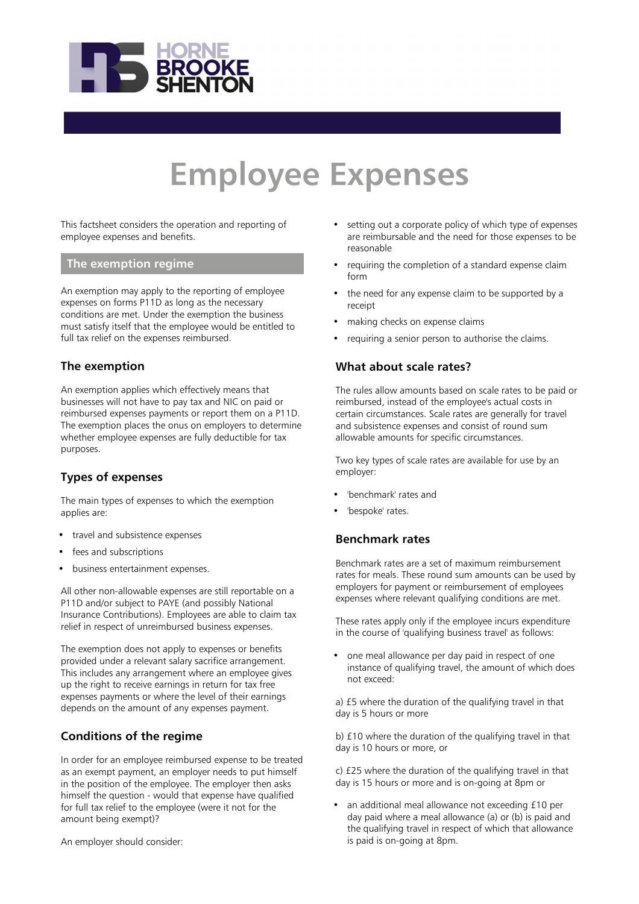# Employee Expenses

This factsheet considers the operation and reporting of employee expenses and benefits.

## The exemption regime

An exemption may apply to the reporting of employee expenses on forms P11D as long as the necessary conditions are met. Under the exemption the business must satisfy itself that the employee would be entitled to full tax relief on the expenses reimbursed.

### The exemption

An exemption applies which effectively means that businesses will not have to pay tax and NIC on paid or reimbursed expenses payments or report them on a P11D. The exemption places the onus on employers to determine whether employee expenses are fully deductible for tax purposes.

### Types of expenses

The main types of expenses to which the exemption applies are:

- travel and subsistence expenses
- fees and subscriptions
- business entertainment expenses.

All other non-allowable expenses are still reportable on a P11D and/or subject to PAYE (and possibly National Insurance Contributions). Employees are able to claim tax relief in respect of unreimbursed business expenses.

The exemption does not apply to expenses or benefits provided under a relevant salary sacrifice arrangement. This includes any arrangement where an employee gives up the right to receive earnings in return for tax free expenses payments or where the level of their earnings depends on the amount of any expenses payment.

### Conditions of the regime

In order for an employee reimbursed expense to be treated as an exempt payment, an employer needs to put himself in the position of the employee. The employer then asks himself the question - would that expense have qualified for full tax relief to the employee (were it not for the amount being exempt)?

An employer should consider:

- setting out a corporate policy of which type of expenses are reimbursable and the need for those expenses to be reasonable
- requiring the completion of a standard expense claim form
- the need for any expense claim to be supported by a receipt
- making checks on expense claims
- requiring a senior person to authorise the claims.

### What about scale rates?

The rules allow amounts based on scale rates to be paid or reimbursed, instead of the employee's actual costs in certain circumstances. Scale rates are generally for travel and subsistence expenses and consist of round sum allowable amounts for specific circumstances.

Two key types of scale rates are available for use by an employer:

- 'benchmark' rates and
- 'bespoke' rates.

### Benchmark rates

Benchmark rates are a set of maximum reimbursement rates for meals. These round sum amounts can be used by employers for payment or reimbursement of employees expenses where relevant qualifying conditions are met.

These rates apply only if the employee incurs expenditure in the course of 'qualifying business travel' as follows:

- one meal allowance per day paid in respect of one instance of qualifying travel, the amount of which does not exceed:

a) £5 where the duration of the qualifying travel in that day is 5 hours or more

b) £10 where the duration of the qualifying travel in that day is 10 hours or more, or

c) £25 where the duration of the qualifying travel in that day is 15 hours or more and is on-going at 8pm or

- an additional meal allowance not exceeding £10 per day paid where a meal allowance (a) or (b) is paid and the qualifying travel in respect of which that allowance is paid is on-going at 8pm.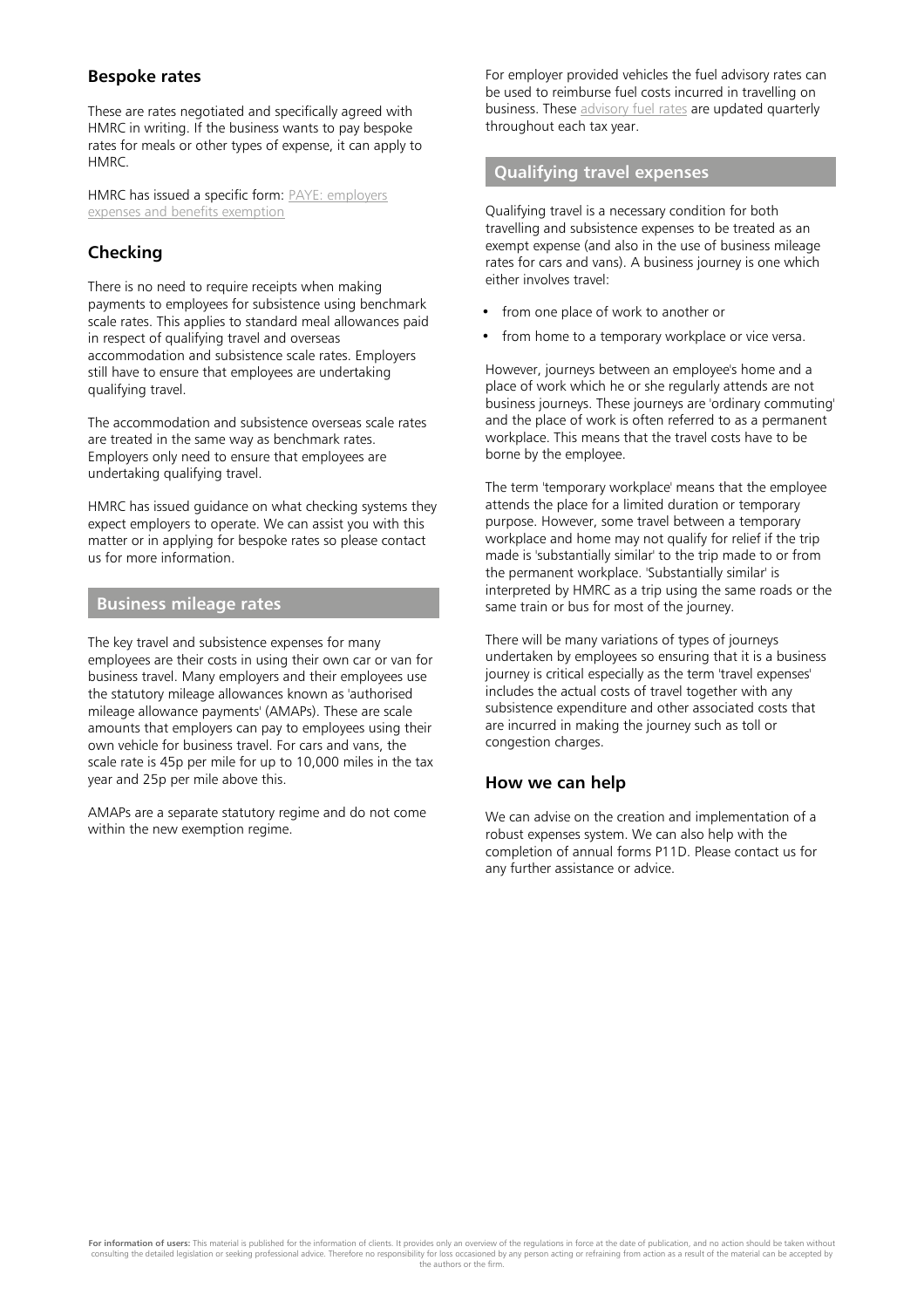## Bespoke rates

These are rates negotiated and specifically agreed with HMRC in writing. If the business wants to pay bespoke rates for meals or other types of expense, it can apply to HMRC.

HMRC has issued a specific form: [PAYE: employers expenses and benefits exemption]

## Checking

There is no need to require receipts when making payments to employees for subsistence using benchmark scale rates. This applies to standard meal allowances paid in respect of qualifying travel and overseas accommodation and subsistence scale rates. Employers still have to ensure that employees are undertaking qualifying travel.

The accommodation and subsistence overseas scale rates are treated in the same way as benchmark rates. Employers only need to ensure that employees are undertaking qualifying travel.

HMRC has issued guidance on what checking systems they expect employers to operate. We can assist you with this matter or in applying for bespoke rates so please contact us for more information.

## Business mileage rates

The key travel and subsistence expenses for many employees are their costs in using their own car or van for business travel. Many employers and their employees use the statutory mileage allowances known as 'authorised mileage allowance payments' (AMAPs). These are scale amounts that employers can pay to employees using their own vehicle for business travel. For cars and vans, the scale rate is 45p per mile for up to 10,000 miles in the tax year and 25p per mile above this.

AMAPs are a separate statutory regime and do not come within the new exemption regime.

For employer provided vehicles the fuel advisory rates can be used to reimburse fuel costs incurred in travelling on business. These advisory fuel rates are updated quarterly throughout each tax year.

## Qualifying travel expenses

Qualifying travel is a necessary condition for both travelling and subsistence expenses to be treated as an exempt expense (and also in the use of business mileage rates for cars and vans). A business journey is one which either involves travel:

- from one place of work to another or
- from home to a temporary workplace or vice versa.

However, journeys between an employee's home and a place of work which he or she regularly attends are not business journeys. These journeys are 'ordinary commuting' and the place of work is often referred to as a permanent workplace. This means that the travel costs have to be borne by the employee.

The term 'temporary workplace' means that the employee attends the place for a limited duration or temporary purpose. However, some travel between a temporary workplace and home may not qualify for relief if the trip made is 'substantially similar' to the trip made to or from the permanent workplace. 'Substantially similar' is interpreted by HMRC as a trip using the same roads or the same train or bus for most of the journey.

There will be many variations of types of journeys undertaken by employees so ensuring that it is a business journey is critical especially as the term 'travel expenses' includes the actual costs of travel together with any subsistence expenditure and other associated costs that are incurred in making the journey such as toll or congestion charges.

## How we can help

We can advise on the creation and implementation of a robust expenses system. We can also help with the completion of annual forms P11D. Please contact us for any further assistance or advice.

**For information of users:** This material is published for the information of clients. It provides only an overview of the regulations in force at the date of publication, and no action should be taken without consulting the detailed legislation or seeking professional advice. Therefore no responsibility for loss occasioned by any person acting or refraining from action as a result of the material can be accepted by the authors or the firm.